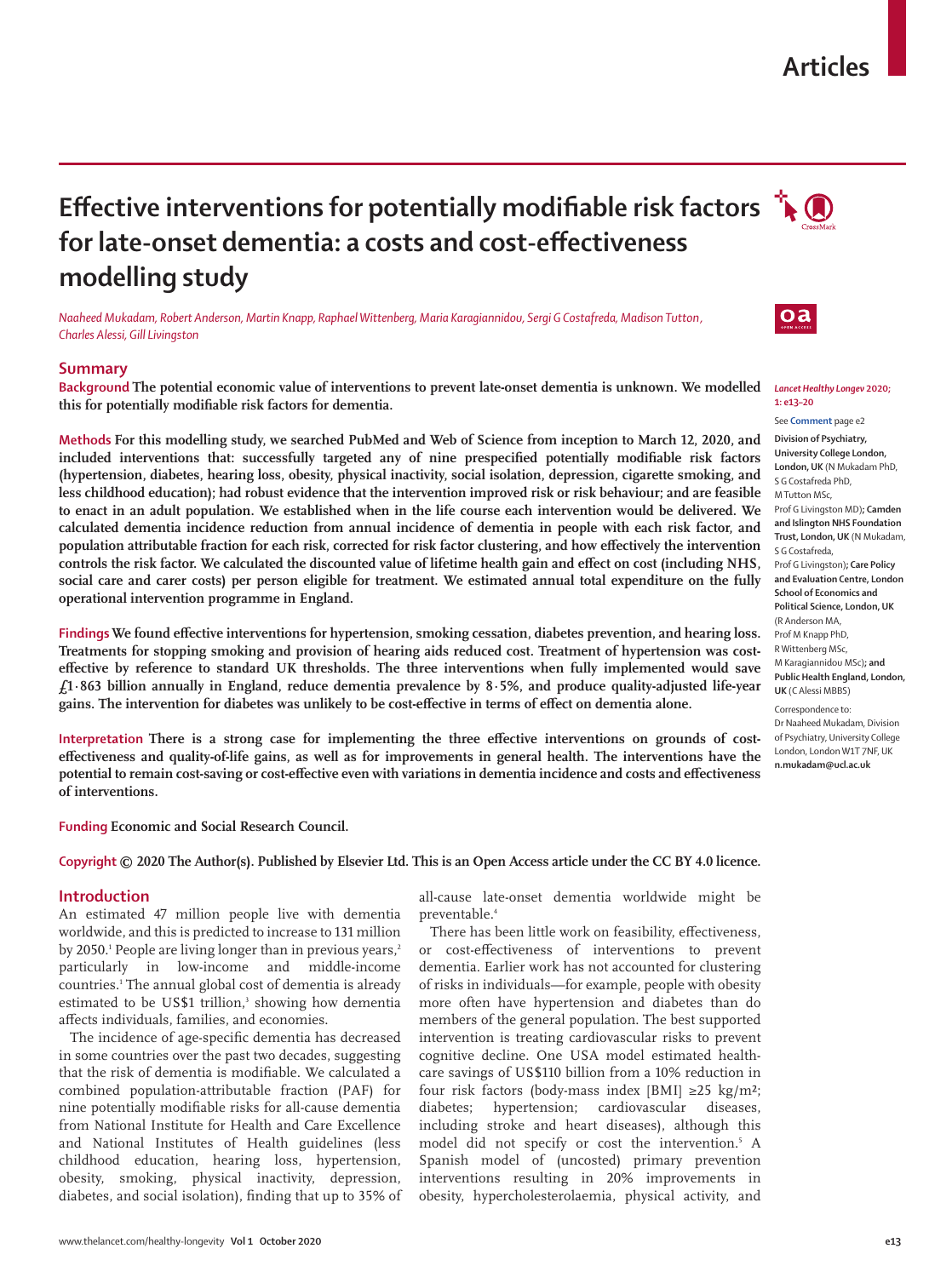Articles

# Effective interventions for potentially modifiable risk factors for late-onset dementia: a costs and cost-effectiveness modelling study

*Naaheed Mukadam, Robert Anderson, Martin Knapp, Raphael Wittenberg, Maria Karagiannidou, Sergi G Costafreda, Madison Tutton, Charles Alessi, Gill Livingston*

## Summary

**Background** The potential economic value of interventions to prevent late-onset dementia is unknown. We modelled this for potentially modifiable risk factors for dementia.

**Methods** For this modelling study, we searched PubMed and Web of Science from inception to March 12, 2020, and included interventions that: successfully targeted any of nine prespecified potentially modifiable risk factors (hypertension, diabetes, hearing loss, obesity, physical inactivity, social isolation, depression, cigarette smoking, and less childhood education); had robust evidence that the intervention improved risk or risk behaviour; and are feasible to enact in an adult population. We established when in the life course each intervention would be delivered. We calculated dementia incidence reduction from annual incidence of dementia in people with each risk factor, and population attributable fraction for each risk, corrected for risk factor clustering, and how effectively the intervention controls the risk factor. We calculated the discounted value of lifetime health gain and effect on cost (including NHS, social care and carer costs) per person eligible for treatment. We estimated annual total expenditure on the fully operational intervention programme in England.

**Findings** We found effective interventions for hypertension, smoking cessation, diabetes prevention, and hearing loss. Treatments for stopping smoking and provision of hearing aids reduced cost. Treatment of hypertension was cost-effective by reference to standard UK thresholds. The three interventions when fully implemented would save £1·863 billion annually in England, reduce dementia prevalence by 8·5%, and produce quality-adjusted life-year gains. The intervention for diabetes was unlikely to be cost-effective in terms of effect on dementia alone.

**Interpretation** There is a strong case for implementing the three effective interventions on grounds of cost-effectiveness and quality-of-life gains, as well as for improvements in general health. The interventions have the potential to remain cost-saving or cost-effective even with variations in dementia incidence and costs and effectiveness of interventions.

**Funding** Economic and Social Research Council.

**Copyright** © 2020 The Author(s). Published by Elsevier Ltd. This is an Open Access article under the CC BY 4.0 licence.

*Lancet Healthy Longev* 2020; 1: e13–20

See **Comment** page e2

**Division of Psychiatry, University College London, London, UK** (N Mukadam PhD, S G Costafreda PhD, M Tutton MSc, Prof G Livingston MD)**; Camden and Islington NHS Foundation Trust, London, UK** (N Mukadam, S G Costafreda, Prof G Livingston)**; Care Policy and Evaluation Centre, London School of Economics and Political Science, London, UK** (R Anderson MA, Prof M Knapp PhD, R Wittenberg MSc, M Karagiannidou MSc)**; and Public Health England, London, UK** (C Alessi MBBS)

Correspondence to: Dr Naaheed Mukadam, Division of Psychiatry, University College London, London W1T 7NF, UK **n.mukadam@ucl.ac.uk**

## Introduction

An estimated 47 million people live with dementia worldwide, and this is predicted to increase to 131 million by 2050.[1] People are living longer than in previous years,[2] particularly in low-income and middle-income countries.[1] The annual global cost of dementia is already estimated to be US$1 trillion,[3] showing how dementia affects individuals, families, and economies.

The incidence of age-specific dementia has decreased in some countries over the past two decades, suggesting that the risk of dementia is modifiable. We calculated a combined population-attributable fraction (PAF) for nine potentially modifiable risks for all-cause dementia from National Institute for Health and Care Excellence and National Institutes of Health guidelines (less childhood education, hearing loss, hypertension, obesity, smoking, physical inactivity, depression, diabetes, and social isolation), finding that up to 35% of all-cause late-onset dementia worldwide might be preventable.[4]

There has been little work on feasibility, effectiveness, or cost-effectiveness of interventions to prevent dementia. Earlier work has not accounted for clustering of risks in individuals—for example, people with obesity more often have hypertension and diabetes than do members of the general population. The best supported intervention is treating cardiovascular risks to prevent cognitive decline. One USA model estimated health-care savings of US$110 billion from a 10% reduction in four risk factors (body-mass index [BMI] ≥25 kg/m²; diabetes; hypertension; cardiovascular diseases, including stroke and heart diseases), although this model did not specify or cost the intervention.[5] A Spanish model of (uncosted) primary prevention interventions resulting in 20% improvements in obesity, hypercholesterolaemia, physical activity, and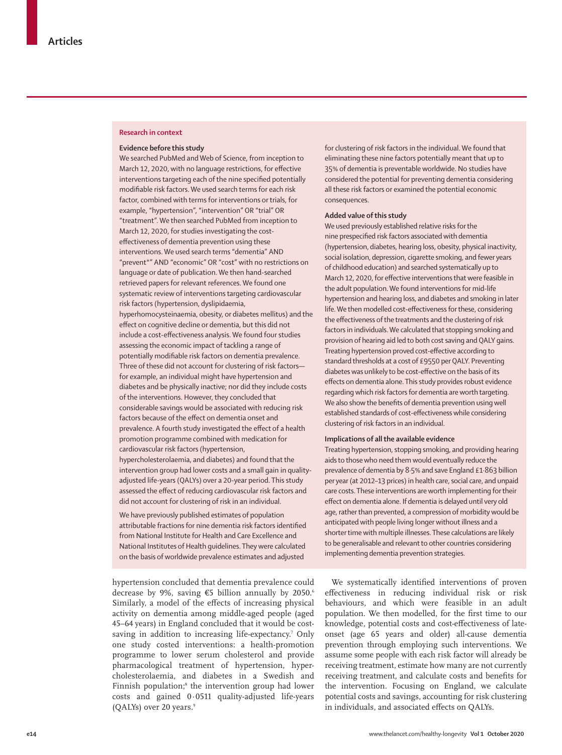## Research in context

### Evidence before this study

We searched PubMed and Web of Science, from inception to March 12, 2020, with no language restrictions, for effective interventions targeting each of the nine specified potentially modifiable risk factors. We used search terms for each risk factor, combined with terms for interventions or trials, for example, "hypertension", "intervention" OR "trial" OR "treatment". We then searched PubMed from inception to March 12, 2020, for studies investigating the cost-effectiveness of dementia prevention using these interventions. We used search terms "dementia" AND "prevent*" AND "economic" OR "cost" with no restrictions on language or date of publication. We then hand-searched retrieved papers for relevant references. We found one systematic review of interventions targeting cardiovascular risk factors (hypertension, dyslipidaemia, hyperhomocysteinaemia, obesity, or diabetes mellitus) and the effect on cognitive decline or dementia, but this did not include a cost-effectiveness analysis. We found four studies assessing the economic impact of tackling a range of potentially modifiable risk factors on dementia prevalence. Three of these did not account for clustering of risk factors—for example, an individual might have hypertension and diabetes and be physically inactive; nor did they include costs of the interventions. However, they concluded that considerable savings would be associated with reducing risk factors because of the effect on dementia onset and prevalence. A fourth study investigated the effect of a health promotion programme combined with medication for cardiovascular risk factors (hypertension, hypercholesterolaemia, and diabetes) and found that the intervention group had lower costs and a small gain in quality-adjusted life-years (QALYs) over a 20-year period. This study assessed the effect of reducing cardiovascular risk factors and did not account for clustering of risk in an individual.

We have previously published estimates of population attributable fractions for nine dementia risk factors identified from National Institute for Health and Care Excellence and National Institutes of Health guidelines. They were calculated on the basis of worldwide prevalence estimates and adjusted for clustering of risk factors in the individual. We found that eliminating these nine factors potentially meant that up to 35% of dementia is preventable worldwide. No studies have considered the potential for preventing dementia considering all these risk factors or examined the potential economic consequences.

### Added value of this study

We used previously established relative risks for the nine prespecified risk factors associated with dementia (hypertension, diabetes, hearing loss, obesity, physical inactivity, social isolation, depression, cigarette smoking, and fewer years of childhood education) and searched systematically up to March 12, 2020, for effective interventions that were feasible in the adult population. We found interventions for mid-life hypertension and hearing loss, and diabetes and smoking in later life. We then modelled cost-effectiveness for these, considering the effectiveness of the treatments and the clustering of risk factors in individuals. We calculated that stopping smoking and provision of hearing aid led to both cost saving and QALY gains. Treating hypertension proved cost-effective according to standard thresholds at a cost of £9550 per QALY. Preventing diabetes was unlikely to be cost-effective on the basis of its effects on dementia alone. This study provides robust evidence regarding which risk factors for dementia are worth targeting. We also show the benefits of dementia prevention using well established standards of cost-effectiveness while considering clustering of risk factors in an individual.

### Implications of all the available evidence

Treating hypertension, stopping smoking, and providing hearing aids to those who need them would eventually reduce the prevalence of dementia by 8·5% and save England £1·863 billion per year (at 2012–13 prices) in health care, social care, and unpaid care costs. These interventions are worth implementing for their effect on dementia alone. If dementia is delayed until very old age, rather than prevented, a compression of morbidity would be anticipated with people living longer without illness and a shorter time with multiple illnesses. These calculations are likely to be generalisable and relevant to other countries considering implementing dementia prevention strategies.

hypertension concluded that dementia prevalence could decrease by 9%, saving €5 billion annually by 2050.[6] Similarly, a model of the effects of increasing physical activity on dementia among middle-aged people (aged 45–64 years) in England concluded that it would be cost-saving in addition to increasing life-expectancy.[7] Only one study costed interventions: a health-promotion programme to lower serum cholesterol and provide pharmacological treatment of hypertension, hypercholesterolaemia, and diabetes in a Swedish and Finnish population;[8] the intervention group had lower costs and gained 0·0511 quality-adjusted life-years (QALYs) over 20 years.[9]

We systematically identified interventions of proven effectiveness in reducing individual risk or risk behaviours, and which were feasible in an adult population. We then modelled, for the first time to our knowledge, potential costs and cost-effectiveness of late-onset (age 65 years and older) all-cause dementia prevention through employing such interventions. We assume some people with each risk factor will already be receiving treatment, estimate how many are not currently receiving treatment, and calculate costs and benefits for the intervention. Focusing on England, we calculate potential costs and savings, accounting for risk clustering in individuals, and associated effects on QALYs.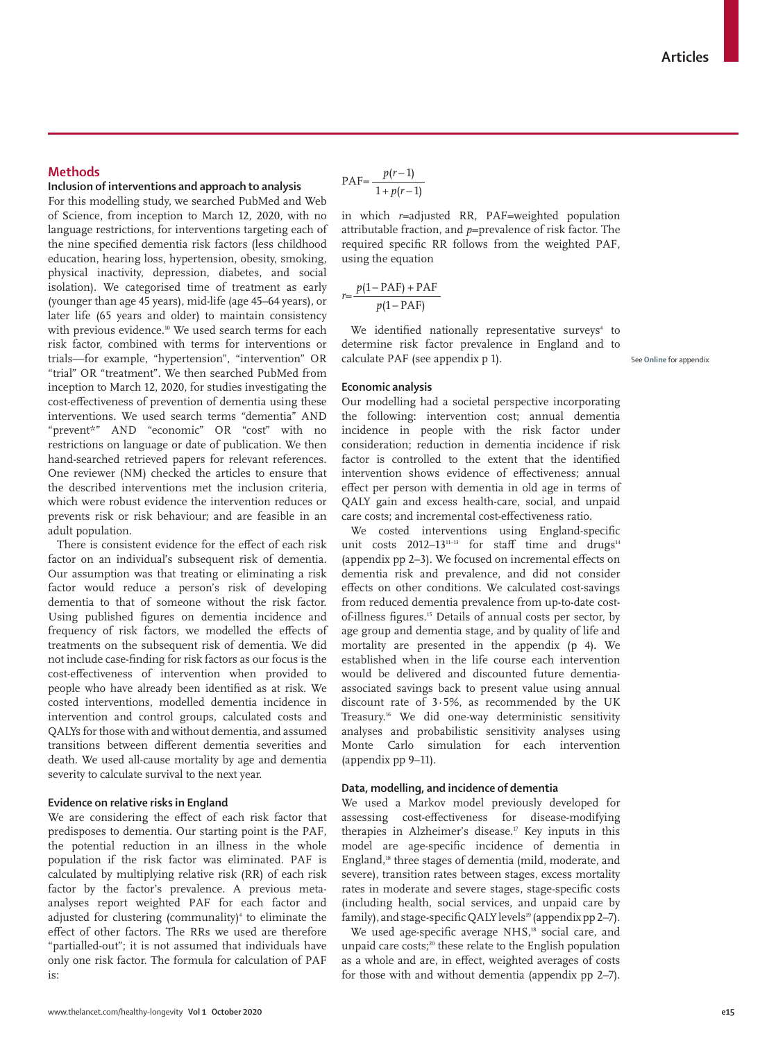## Methods

### Inclusion of interventions and approach to analysis

For this modelling study, we searched PubMed and Web of Science, from inception to March 12, 2020, with no language restrictions, for interventions targeting each of the nine specified dementia risk factors (less childhood education, hearing loss, hypertension, obesity, smoking, physical inactivity, depression, diabetes, and social isolation). We categorised time of treatment as early (younger than age 45 years), mid-life (age 45–64 years), or later life (65 years and older) to maintain consistency with previous evidence.[10] We used search terms for each risk factor, combined with terms for interventions or trials—for example, "hypertension", "intervention" OR "trial" OR "treatment". We then searched PubMed from inception to March 12, 2020, for studies investigating the cost-effectiveness of prevention of dementia using these interventions. We used search terms "dementia" AND "prevent*" AND "economic" OR "cost" with no restrictions on language or date of publication. We then hand-searched retrieved papers for relevant references. One reviewer (NM) checked the articles to ensure that the described interventions met the inclusion criteria, which were robust evidence the intervention reduces or prevents risk or risk behaviour; and are feasible in an adult population.

There is consistent evidence for the effect of each risk factor on an individual's subsequent risk of dementia. Our assumption was that treating or eliminating a risk factor would reduce a person's risk of developing dementia to that of someone without the risk factor. Using published figures on dementia incidence and frequency of risk factors, we modelled the effects of treatments on the subsequent risk of dementia. We did not include case-finding for risk factors as our focus is the cost-effectiveness of intervention when provided to people who have already been identified as at risk. We costed interventions, modelled dementia incidence in intervention and control groups, calculated costs and QALYs for those with and without dementia, and assumed transitions between different dementia severities and death. We used all-cause mortality by age and dementia severity to calculate survival to the next year.

### Evidence on relative risks in England

We are considering the effect of each risk factor that predisposes to dementia. Our starting point is the PAF, the potential reduction in an illness in the whole population if the risk factor was eliminated. PAF is calculated by multiplying relative risk (RR) of each risk factor by the factor's prevalence. A previous meta-analyses report weighted PAF for each factor and adjusted for clustering (communality)[4] to eliminate the effect of other factors. The RRs we used are therefore "partialled-out"; it is not assumed that individuals have only one risk factor. The formula for calculation of PAF is:

$$\text{PAF}=\frac{p(r-1)}{1+p(r-1)}$$

in which $r$=adjusted RR, PAF=weighted population attributable fraction, and $p$=prevalence of risk factor. The required specific RR follows from the weighted PAF, using the equation

$$r=\frac{p(1-\text{PAF})+\text{PAF}}{p(1-\text{PAF})}$$

We identified nationally representative surveys[4] to determine risk factor prevalence in England and to calculate PAF (see appendix p 1).

See Online for appendix

### Economic analysis

Our modelling had a societal perspective incorporating the following: intervention cost; annual dementia incidence in people with the risk factor under consideration; reduction in dementia incidence if risk factor is controlled to the extent that the identified intervention shows evidence of effectiveness; annual effect per person with dementia in old age in terms of QALY gain and excess health-care, social, and unpaid care costs; and incremental cost-effectiveness ratio.

We costed interventions using England-specific unit costs 2012–13[11–13] for staff time and drugs[14] (appendix pp 2–3). We focused on incremental effects on dementia risk and prevalence, and did not consider effects on other conditions. We calculated cost-savings from reduced dementia prevalence from up-to-date cost-of-illness figures.[15] Details of annual costs per sector, by age group and dementia stage, and by quality of life and mortality are presented in the appendix (p 4). We established when in the life course each intervention would be delivered and discounted future dementia-associated savings back to present value using annual discount rate of 3·5%, as recommended by the UK Treasury.[16] We did one-way deterministic sensitivity analyses and probabilistic sensitivity analyses using Monte Carlo simulation for each intervention (appendix pp 9–11).

### Data, modelling, and incidence of dementia

We used a Markov model previously developed for assessing cost-effectiveness for disease-modifying therapies in Alzheimer's disease.[17] Key inputs in this model are age-specific incidence of dementia in England,[18] three stages of dementia (mild, moderate, and severe), transition rates between stages, excess mortality rates in moderate and severe stages, stage-specific costs (including health, social services, and unpaid care by family), and stage-specific QALY levels[19] (appendix pp 2–7).

We used age-specific average NHS,[18] social care, and unpaid care costs;[20] these relate to the English population as a whole and are, in effect, weighted averages of costs for those with and without dementia (appendix pp 2–7).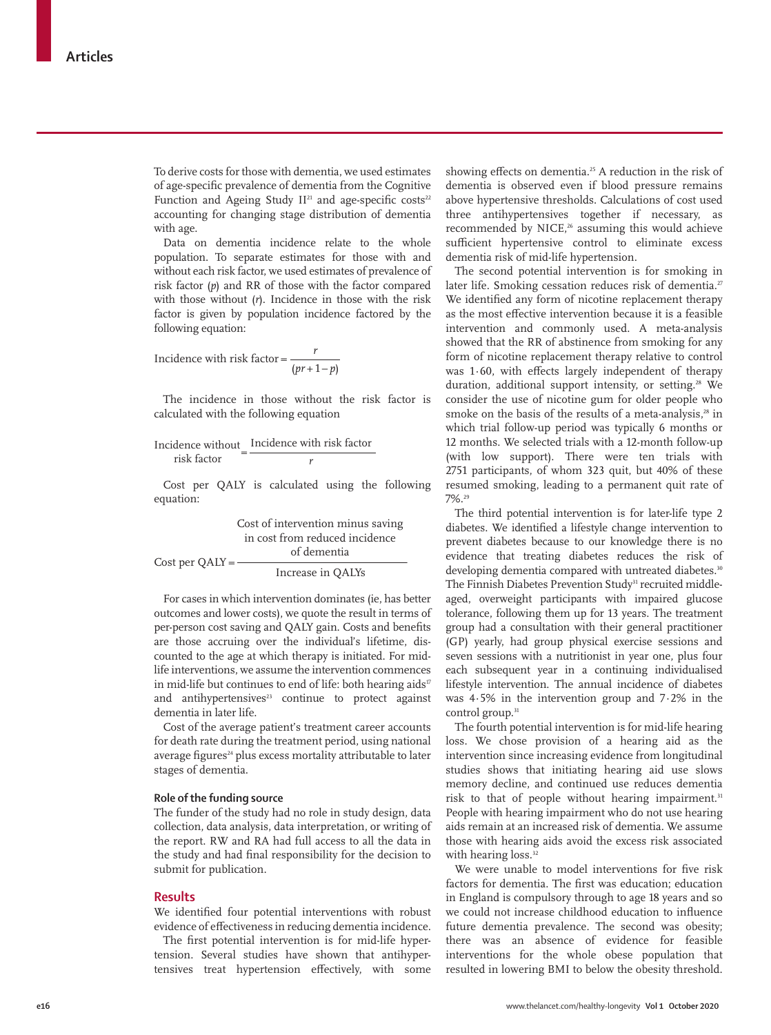To derive costs for those with dementia, we used estimates of age-specific prevalence of dementia from the Cognitive Function and Ageing Study II[21] and age-specific costs[22] accounting for changing stage distribution of dementia with age.

Data on dementia incidence relate to the whole population. To separate estimates for those with and without each risk factor, we used estimates of prevalence of risk factor ($p$) and RR of those with the factor compared with those without ($r$). Incidence in those with the risk factor is given by population incidence factored by the following equation:

$$\text{Incidence with risk factor} = \frac{r}{(pr + 1 - p)}$$

The incidence in those without the risk factor is calculated with the following equation

$$\text{Incidence without risk factor} = \frac{\text{Incidence with risk factor}}{r}$$

Cost per QALY is calculated using the following equation:

$$\text{Cost per QALY} = \frac{\text{Cost of intervention minus saving in cost from reduced incidence of dementia}}{\text{Increase in QALYs}}$$

For cases in which intervention dominates (ie, has better outcomes and lower costs), we quote the result in terms of per-person cost saving and QALY gain. Costs and benefits are those accruing over the individual's lifetime, discounted to the age at which therapy is initiated. For mid-life interventions, we assume the intervention commences in mid-life but continues to end of life: both hearing aids[17] and antihypertensives[23] continue to protect against dementia in later life.

Cost of the average patient's treatment career accounts for death rate during the treatment period, using national average figures[24] plus excess mortality attributable to later stages of dementia.

### Role of the funding source

The funder of the study had no role in study design, data collection, data analysis, data interpretation, or writing of the report. RW and RA had full access to all the data in the study and had final responsibility for the decision to submit for publication.

## Results

We identified four potential interventions with robust evidence of effectiveness in reducing dementia incidence.

The first potential intervention is for mid-life hypertension. Several studies have shown that antihypertensives treat hypertension effectively, with some showing effects on dementia.[25] A reduction in the risk of dementia is observed even if blood pressure remains above hypertensive thresholds. Calculations of cost used three antihypertensives together if necessary, as recommended by NICE,[26] assuming this would achieve sufficient hypertensive control to eliminate excess dementia risk of mid-life hypertension.

The second potential intervention is for smoking in later life. Smoking cessation reduces risk of dementia.[27] We identified any form of nicotine replacement therapy as the most effective intervention because it is a feasible intervention and commonly used. A meta-analysis showed that the RR of abstinence from smoking for any form of nicotine replacement therapy relative to control was 1·60, with effects largely independent of therapy duration, additional support intensity, or setting.[28] We consider the use of nicotine gum for older people who smoke on the basis of the results of a meta-analysis,[28] in which trial follow-up period was typically 6 months or 12 months. We selected trials with a 12-month follow-up (with low support). There were ten trials with 2751 participants, of whom 323 quit, but 40% of these resumed smoking, leading to a permanent quit rate of 7%.[29]

The third potential intervention is for later-life type 2 diabetes. We identified a lifestyle change intervention to prevent diabetes because to our knowledge there is no evidence that treating diabetes reduces the risk of developing dementia compared with untreated diabetes.[30] The Finnish Diabetes Prevention Study[31] recruited middle-aged, overweight participants with impaired glucose tolerance, following them up for 13 years. The treatment group had a consultation with their general practitioner (GP) yearly, had group physical exercise sessions and seven sessions with a nutritionist in year one, plus four each subsequent year in a continuing individualised lifestyle intervention. The annual incidence of diabetes was 4·5% in the intervention group and 7·2% in the control group.[31]

The fourth potential intervention is for mid-life hearing loss. We chose provision of a hearing aid as the intervention since increasing evidence from longitudinal studies shows that initiating hearing aid use slows memory decline, and continued use reduces dementia risk to that of people without hearing impairment.[31] People with hearing impairment who do not use hearing aids remain at an increased risk of dementia. We assume those with hearing aids avoid the excess risk associated with hearing loss.[32]

We were unable to model interventions for five risk factors for dementia. The first was education; education in England is compulsory through to age 18 years and so we could not increase childhood education to influence future dementia prevalence. The second was obesity; there was an absence of evidence for feasible interventions for the whole obese population that resulted in lowering BMI to below the obesity threshold.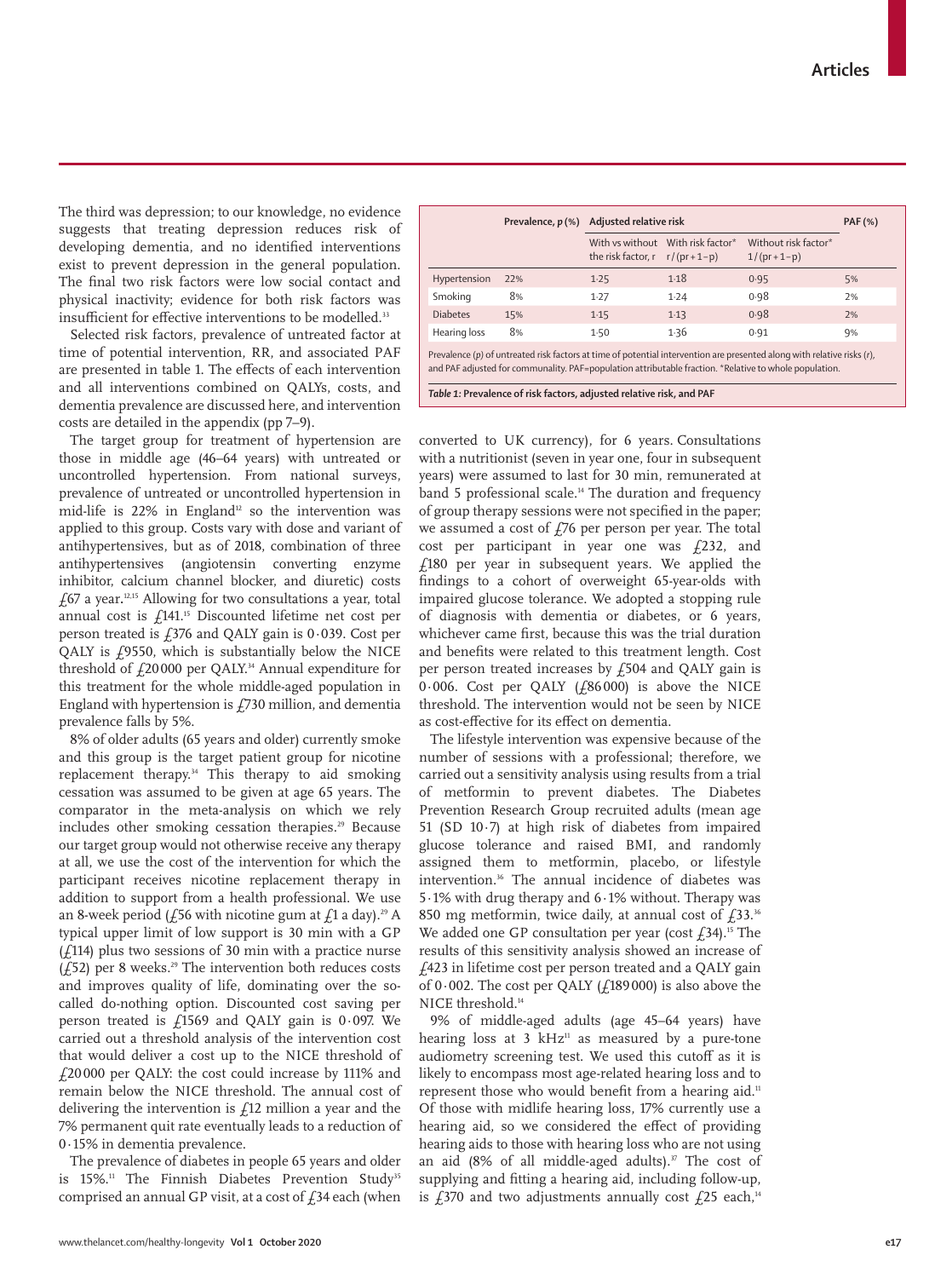The third was depression; to our knowledge, no evidence suggests that treating depression reduces risk of developing dementia, and no identified interventions exist to prevent depression in the general population. The final two risk factors were low social contact and physical inactivity; evidence for both risk factors was insufficient for effective interventions to be modelled.[33]

Selected risk factors, prevalence of untreated factor at time of potential intervention, RR, and associated PAF are presented in table 1. The effects of each intervention and all interventions combined on QALYs, costs, and dementia prevalence are discussed here, and intervention costs are detailed in the appendix (pp 7–9).

The target group for treatment of hypertension are those in middle age (46–64 years) with untreated or uncontrolled hypertension. From national surveys, prevalence of untreated or uncontrolled hypertension in mid-life is 22% in England[12] so the intervention was applied to this group. Costs vary with dose and variant of antihypertensives, but as of 2018, combination of three antihypertensives (angiotensin converting enzyme inhibitor, calcium channel blocker, and diuretic) costs £67 a year.[12,15] Allowing for two consultations a year, total annual cost is £141.[15] Discounted lifetime net cost per person treated is £376 and QALY gain is 0·039. Cost per QALY is £9550, which is substantially below the NICE threshold of £20 000 per QALY.[14] Annual expenditure for this treatment for the whole middle-aged population in England with hypertension is £730 million, and dementia prevalence falls by 5%.

8% of older adults (65 years and older) currently smoke and this group is the target patient group for nicotine replacement therapy.[34] This therapy to aid smoking cessation was assumed to be given at age 65 years. The comparator in the meta-analysis on which we rely includes other smoking cessation therapies.[29] Because our target group would not otherwise receive any therapy at all, we use the cost of the intervention for which the participant receives nicotine replacement therapy in addition to support from a health professional. We use an 8-week period (£56 with nicotine gum at £1 a day).[29] A typical upper limit of low support is 30 min with a GP (£114) plus two sessions of 30 min with a practice nurse (£52) per 8 weeks.[29] The intervention both reduces costs and improves quality of life, dominating over the so-called do-nothing option. Discounted cost saving per person treated is £1569 and QALY gain is 0·097. We carried out a threshold analysis of the intervention cost that would deliver a cost up to the NICE threshold of £20 000 per QALY: the cost could increase by 111% and remain below the NICE threshold. The annual cost of delivering the intervention is £12 million a year and the 7% permanent quit rate eventually leads to a reduction of 0·15% in dementia prevalence.

The prevalence of diabetes in people 65 years and older is 15%.[11] The Finnish Diabetes Prevention Study[35] comprised an annual GP visit, at a cost of £34 each (when converted to UK currency), for 6 years. Consultations with a nutritionist (seven in year one, four in subsequent years) were assumed to last for 30 min, remunerated at band 5 professional scale.[14] The duration and frequency of group therapy sessions were not specified in the paper; we assumed a cost of £76 per person per year. The total cost per participant in year one was £232, and £180 per year in subsequent years. We applied the findings to a cohort of overweight 65-year-olds with impaired glucose tolerance. We adopted a stopping rule of diagnosis with dementia or diabetes, or 6 years, whichever came first, because this was the trial duration and benefits were related to this treatment length. Cost per person treated increases by £504 and QALY gain is 0·006. Cost per QALY (£86 000) is above the NICE threshold. The intervention would not be seen by NICE as cost-effective for its effect on dementia.

The lifestyle intervention was expensive because of the number of sessions with a professional; therefore, we carried out a sensitivity analysis using results from a trial of metformin to prevent diabetes. The Diabetes Prevention Research Group recruited adults (mean age 51 (SD 10·7) at high risk of diabetes from impaired glucose tolerance and raised BMI, and randomly assigned them to metformin, placebo, or lifestyle intervention.[36] The annual incidence of diabetes was 5·1% with drug therapy and 6·1% without. Therapy was 850 mg metformin, twice daily, at annual cost of £33.[36] We added one GP consultation per year (cost £34).[15] The results of this sensitivity analysis showed an increase of £423 in lifetime cost per person treated and a QALY gain of 0·002. The cost per QALY (£189 000) is also above the NICE threshold.[14]

9% of middle-aged adults (age 45–64 years) have hearing loss at 3 kHz[11] as measured by a pure-tone audiometry screening test. We used this cutoff as it is likely to encompass most age-related hearing loss and to represent those who would benefit from a hearing aid.[11] Of those with midlife hearing loss, 17% currently use a hearing aid, so we considered the effect of providing hearing aids to those with hearing loss who are not using an aid (8% of all middle-aged adults).[37] The cost of supplying and fitting a hearing aid, including follow-up, is £370 and two adjustments annually cost £25 each,[14]

| | Prevalence, $p$ (%) | Adjusted relative risk | | | PAF (%) |
|---|---|---|---|---|---|
| | | With vs without the risk factor, $r$ | With risk factor* $r/(pr+1-p)$ | Without risk factor* $1/(pr+1-p)$ | |
| Hypertension | 22% | 1·25 | 1·18 | 0·95 | 5% |
| Smoking | 8% | 1·27 | 1·24 | 0·98 | 2% |
| Diabetes | 15% | 1·15 | 1·13 | 0·98 | 2% |
| Hearing loss | 8% | 1·50 | 1·36 | 0·91 | 9% |

Prevalence ($p$) of untreated risk factors at time of potential intervention are presented along with relative risks ($r$), and PAF adjusted for communality. PAF=population attributable fraction. *Relative to whole population.

*Table 1:* **Prevalence of risk factors, adjusted relative risk, and PAF**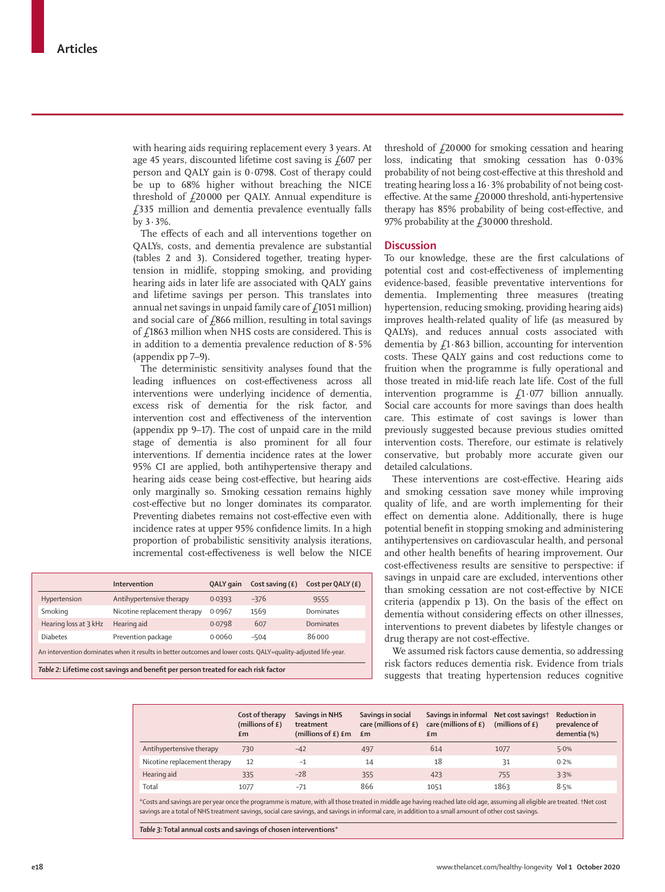with hearing aids requiring replacement every 3 years. At age 45 years, discounted lifetime cost saving is £607 per person and QALY gain is 0·0798. Cost of therapy could be up to 68% higher without breaching the NICE threshold of £20 000 per QALY. Annual expenditure is £335 million and dementia prevalence eventually falls by 3·3%.

The effects of each and all interventions together on QALYs, costs, and dementia prevalence are substantial (tables 2 and 3). Considered together, treating hypertension in midlife, stopping smoking, and providing hearing aids in later life are associated with QALY gains and lifetime savings per person. This translates into annual net savings in unpaid family care of £1051 million) and social care of £866 million, resulting in total savings of £1863 million when NHS costs are considered. This is in addition to a dementia prevalence reduction of 8·5% (appendix pp 7–9).

The deterministic sensitivity analyses found that the leading influences on cost-effectiveness across all interventions were underlying incidence of dementia, excess risk of dementia for the risk factor, and intervention cost and effectiveness of the intervention (appendix pp 9–17). The cost of unpaid care in the mild stage of dementia is also prominent for all four interventions. If dementia incidence rates at the lower 95% CI are applied, both antihypertensive therapy and hearing aids cease being cost-effective, but hearing aids only marginally so. Smoking cessation remains highly cost-effective but no longer dominates its comparator. Preventing diabetes remains not cost-effective even with incidence rates at upper 95% confidence limits. In a high proportion of probabilistic sensitivity analysis iterations, incremental cost-effectiveness is well below the NICE threshold of £20 000 for smoking cessation and hearing loss, indicating that smoking cessation has 0·03% probability of not being cost-effective at this threshold and treating hearing loss a 16·3% probability of not being cost-effective. At the same £20 000 threshold, anti-hypertensive therapy has 85% probability of being cost-effective, and 97% probability at the £30 000 threshold.

| | Intervention | QALY gain | Cost saving (£) | Cost per QALY (£) |
|---|---|---|---|---|
| Hypertension | Antihypertensive therapy | 0·0393 | −376 | 9555 |
| Smoking | Nicotine replacement therapy | 0·0967 | 1569 | Dominates |
| Hearing loss at 3 kHz | Hearing aid | 0·0798 | 607 | Dominates |
| Diabetes | Prevention package | 0·0060 | −504 | 86 000 |

An intervention dominates when it results in better outcomes and lower costs. QALY=quality-adjusted life-year.

*Table 2:* **Lifetime cost savings and benefit per person treated for each risk factor**

## Discussion

To our knowledge, these are the first calculations of potential cost and cost-effectiveness of implementing evidence-based, feasible preventative interventions for dementia. Implementing three measures (treating hypertension, reducing smoking, providing hearing aids) improves health-related quality of life (as measured by QALYs), and reduces annual costs associated with dementia by £1·863 billion, accounting for intervention costs. These QALY gains and cost reductions come to fruition when the programme is fully operational and those treated in mid-life reach late life. Cost of the full intervention programme is £1·077 billion annually. Social care accounts for more savings than does health care. This estimate of cost savings is lower than previously suggested because previous studies omitted intervention costs. Therefore, our estimate is relatively conservative, but probably more accurate given our detailed calculations.

These interventions are cost-effective. Hearing aids and smoking cessation save money while improving quality of life, and are worth implementing for their effect on dementia alone. Additionally, there is huge potential benefit in stopping smoking and administering antihypertensives on cardiovascular health, and personal and other health benefits of hearing improvement. Our cost-effectiveness results are sensitive to perspective: if savings in unpaid care are excluded, interventions other than smoking cessation are not cost-effective by NICE criteria (appendix p 13). On the basis of the effect on dementia without considering effects on other illnesses, interventions to prevent diabetes by lifestyle changes or drug therapy are not cost-effective.

We assumed risk factors cause dementia, so addressing risk factors reduces dementia risk. Evidence from trials suggests that treating hypertension reduces cognitive

| | Cost of therapy (millions of £) £m | Savings in NHS treatment (millions of £) £m | Savings in social care (millions of £) £m | Savings in informal care (millions of £) £m | Net cost savings† (millions of £) | Reduction in prevalence of dementia (%) |
|---|---|---|---|---|---|---|
| Antihypertensive therapy | 730 | −42 | 497 | 614 | 1077 | 5·0% |
| Nicotine replacement therapy | 12 | −1 | 14 | 18 | 31 | 0·2% |
| Hearing aid | 335 | −28 | 355 | 423 | 755 | 3·3% |
| Total | 1077 | −71 | 866 | 1051 | 1863 | 8·5% |

*Costs and savings are per year once the programme is mature, with all those treated in middle age having reached late old age, assuming all eligible are treated. †Net cost savings are a total of NHS treatment savings, social care savings, and savings in informal care, in addition to a small amount of other cost savings.

*Table 3:* **Total annual costs and savings of chosen interventions***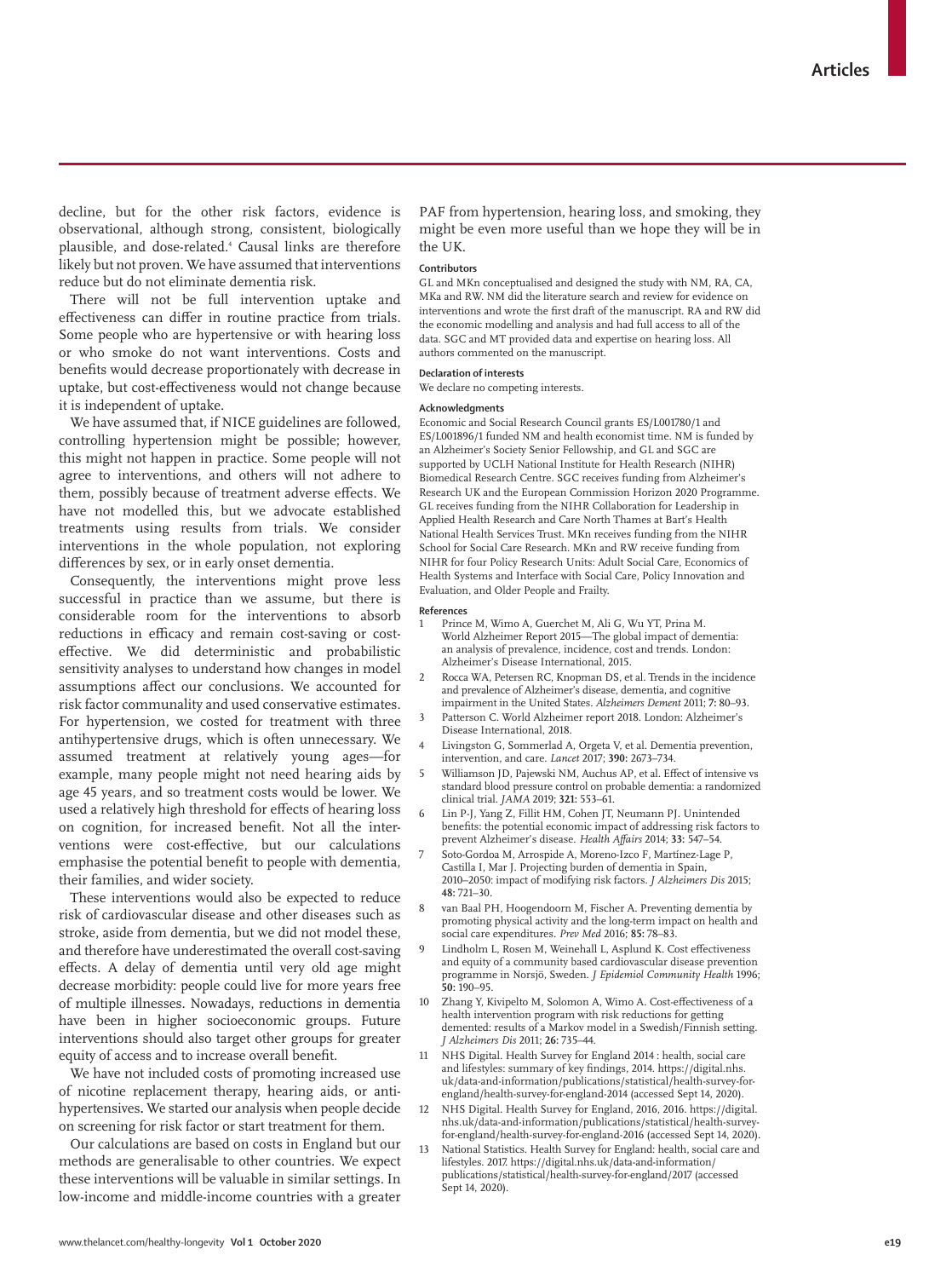decline, but for the other risk factors, evidence is observational, although strong, consistent, biologically plausible, and dose-related.[4] Causal links are therefore likely but not proven. We have assumed that interventions reduce but do not eliminate dementia risk.

There will not be full intervention uptake and effectiveness can differ in routine practice from trials. Some people who are hypertensive or with hearing loss or who smoke do not want interventions. Costs and benefits would decrease proportionately with decrease in uptake, but cost-effectiveness would not change because it is independent of uptake.

We have assumed that, if NICE guidelines are followed, controlling hypertension might be possible; however, this might not happen in practice. Some people will not agree to interventions, and others will not adhere to them, possibly because of treatment adverse effects. We have not modelled this, but we advocate established treatments using results from trials. We consider interventions in the whole population, not exploring differences by sex, or in early onset dementia.

Consequently, the interventions might prove less successful in practice than we assume, but there is considerable room for the interventions to absorb reductions in efficacy and remain cost-saving or cost-effective. We did deterministic and probabilistic sensitivity analyses to understand how changes in model assumptions affect our conclusions. We accounted for risk factor communality and used conservative estimates. For hypertension, we costed for treatment with three antihypertensive drugs, which is often unnecessary. We assumed treatment at relatively young ages—for example, many people might not need hearing aids by age 45 years, and so treatment costs would be lower. We used a relatively high threshold for effects of hearing loss on cognition, for increased benefit. Not all the interventions were cost-effective, but our calculations emphasise the potential benefit to people with dementia, their families, and wider society.

These interventions would also be expected to reduce risk of cardiovascular disease and other diseases such as stroke, aside from dementia, but we did not model these, and therefore have underestimated the overall cost-saving effects. A delay of dementia until very old age might decrease morbidity: people could live for more years free of multiple illnesses. Nowadays, reductions in dementia have been in higher socioeconomic groups. Future interventions should also target other groups for greater equity of access and to increase overall benefit.

We have not included costs of promoting increased use of nicotine replacement therapy, hearing aids, or antihypertensives. We started our analysis when people decide on screening for risk factor or start treatment for them.

Our calculations are based on costs in England but our methods are generalisable to other countries. We expect these interventions will be valuable in similar settings. In low-income and middle-income countries with a greater PAF from hypertension, hearing loss, and smoking, they might be even more useful than we hope they will be in the UK.

#### Contributors

GL and MKn conceptualised and designed the study with NM, RA, CA, MKa and RW. NM did the literature search and review for evidence on interventions and wrote the first draft of the manuscript. RA and RW did the economic modelling and analysis and had full access to all of the data. SGC and MT provided data and expertise on hearing loss. All authors commented on the manuscript.

#### Declaration of interests

We declare no competing interests.

#### Acknowledgments

Economic and Social Research Council grants ES/L001780/1 and ES/L001896/1 funded NM and health economist time. NM is funded by an Alzheimer's Society Senior Fellowship, and GL and SGC are supported by UCLH National Institute for Health Research (NIHR) Biomedical Research Centre. SGC receives funding from Alzheimer's Research UK and the European Commission Horizon 2020 Programme. GL receives funding from the NIHR Collaboration for Leadership in Applied Health Research and Care North Thames at Bart's Health National Health Services Trust. MKn receives funding from the NIHR School for Social Care Research. MKn and RW receive funding from NIHR for four Policy Research Units: Adult Social Care, Economics of Health Systems and Interface with Social Care, Policy Innovation and Evaluation, and Older People and Frailty.

#### References

1. Prince M, Wimo A, Guerchet M, Ali G, Wu YT, Prina M. World Alzheimer Report 2015—The global impact of dementia: an analysis of prevalence, incidence, cost and trends. London: Alzheimer's Disease International, 2015.
2. Rocca WA, Petersen RC, Knopman DS, et al. Trends in the incidence and prevalence of Alzheimer's disease, dementia, and cognitive impairment in the United States. *Alzheimers Dement* 2011; **7:** 80–93.
3. Patterson C. World Alzheimer report 2018. London: Alzheimer's Disease International, 2018.
4. Livingston G, Sommerlad A, Orgeta V, et al. Dementia prevention, intervention, and care. *Lancet* 2017; **390:** 2673–734.
5. Williamson JD, Pajewski NM, Auchus AP, et al. Effect of intensive vs standard blood pressure control on probable dementia: a randomized clinical trial. *JAMA* 2019; **321:** 553–61.
6. Lin P-J, Yang Z, Fillit HM, Cohen JT, Neumann PJ. Unintended benefits: the potential economic impact of addressing risk factors to prevent Alzheimer's disease. *Health Affairs* 2014; **33:** 547–54.
7. Soto-Gordoa M, Arrospide A, Moreno-Izco F, Martínez-Lage P, Castilla I, Mar J. Projecting burden of dementia in Spain, 2010–2050: impact of modifying risk factors. *J Alzheimers Dis* 2015; **48:** 721–30.
8. van Baal PH, Hoogendoorn M, Fischer A. Preventing dementia by promoting physical activity and the long-term impact on health and social care expenditures. *Prev Med* 2016; **85:** 78–83.
9. Lindholm L, Rosen M, Weinehall L, Asplund K. Cost effectiveness and equity of a community based cardiovascular disease prevention programme in Norsjö, Sweden. *J Epidemiol Community Health* 1996; **50:** 190–95.
10. Zhang Y, Kivipelto M, Solomon A, Wimo A. Cost-effectiveness of a health intervention program with risk reductions for getting demented: results of a Markov model in a Swedish/Finnish setting. *J Alzheimers Dis* 2011; **26:** 735–44.
11. NHS Digital. Health Survey for England 2014 : health, social care and lifestyles: summary of key findings, 2014. https://digital.nhs.uk/data-and-information/publications/statistical/health-survey-for-england/health-survey-for-england-2014 (accessed Sept 14, 2020).
12. NHS Digital. Health Survey for England, 2016, 2016. https://digital.nhs.uk/data-and-information/publications/statistical/health-survey-for-england/health-survey-for-england-2016 (accessed Sept 14, 2020).
13. National Statistics. Health Survey for England: health, social care and lifestyles. 2017. https://digital.nhs.uk/data-and-information/publications/statistical/health-survey-for-england/2017 (accessed Sept 14, 2020).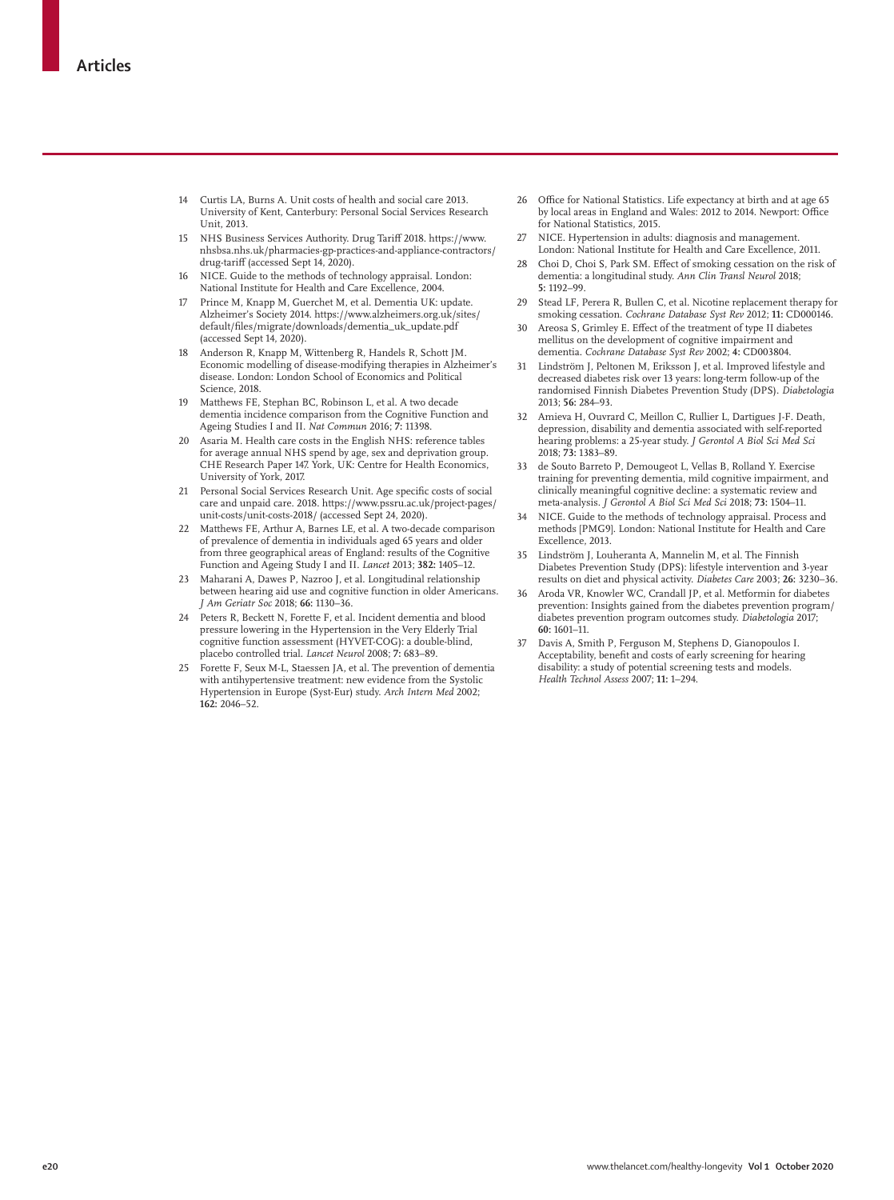14 Curtis LA, Burns A. Unit costs of health and social care 2013. University of Kent, Canterbury: Personal Social Services Research Unit, 2013.

15 NHS Business Services Authority. Drug Tariff 2018. https://www.nhsbsa.nhs.uk/pharmacies-gp-practices-and-appliance-contractors/drug-tariff (accessed Sept 14, 2020).

16 NICE. Guide to the methods of technology appraisal. London: National Institute for Health and Care Excellence, 2004.

17 Prince M, Knapp M, Guerchet M, et al. Dementia UK: update. Alzheimer's Society 2014. https://www.alzheimers.org.uk/sites/default/files/migrate/downloads/dementia_uk_update.pdf (accessed Sept 14, 2020).

18 Anderson R, Knapp M, Wittenberg R, Handels R, Schott JM. Economic modelling of disease-modifying therapies in Alzheimer's disease. London: London School of Economics and Political Science, 2018.

19 Matthews FE, Stephan BC, Robinson L, et al. A two decade dementia incidence comparison from the Cognitive Function and Ageing Studies I and II. *Nat Commun* 2016; **7:** 11398.

20 Asaria M. Health care costs in the English NHS: reference tables for average annual NHS spend by age, sex and deprivation group. CHE Research Paper 147. York, UK: Centre for Health Economics, University of York, 2017.

21 Personal Social Services Research Unit. Age specific costs of social care and unpaid care. 2018. https://www.pssru.ac.uk/project-pages/unit-costs/unit-costs-2018/ (accessed Sept 24, 2020).

22 Matthews FE, Arthur A, Barnes LE, et al. A two-decade comparison of prevalence of dementia in individuals aged 65 years and older from three geographical areas of England: results of the Cognitive Function and Ageing Study I and II. *Lancet* 2013; **382:** 1405–12.

23 Maharani A, Dawes P, Nazroo J, et al. Longitudinal relationship between hearing aid use and cognitive function in older Americans. *J Am Geriatr Soc* 2018; **66:** 1130–36.

24 Peters R, Beckett N, Forette F, et al. Incident dementia and blood pressure lowering in the Hypertension in the Very Elderly Trial cognitive function assessment (HYVET-COG): a double-blind, placebo controlled trial. *Lancet Neurol* 2008; **7:** 683–89.

25 Forette F, Seux M-L, Staessen JA, et al. The prevention of dementia with antihypertensive treatment: new evidence from the Systolic Hypertension in Europe (Syst-Eur) study. *Arch Intern Med* 2002; **162:** 2046–52.

26 Office for National Statistics. Life expectancy at birth and at age 65 by local areas in England and Wales: 2012 to 2014. Newport: Office for National Statistics, 2015.

27 NICE. Hypertension in adults: diagnosis and management. London: National Institute for Health and Care Excellence, 2011.

28 Choi D, Choi S, Park SM. Effect of smoking cessation on the risk of dementia: a longitudinal study. *Ann Clin Transl Neurol* 2018; **5:** 1192–99.

29 Stead LF, Perera R, Bullen C, et al. Nicotine replacement therapy for smoking cessation. *Cochrane Database Syst Rev* 2012; **11:** CD000146.

30 Areosa S, Grimley E. Effect of the treatment of type II diabetes mellitus on the development of cognitive impairment and dementia. *Cochrane Database Syst Rev* 2002; **4:** CD003804.

31 Lindström J, Peltonen M, Eriksson J, et al. Improved lifestyle and decreased diabetes risk over 13 years: long-term follow-up of the randomised Finnish Diabetes Prevention Study (DPS). *Diabetologia* 2013; **56:** 284–93.

32 Amieva H, Ouvrard C, Meillon C, Rullier L, Dartigues J-F. Death, depression, disability and dementia associated with self-reported hearing problems: a 25-year study. *J Gerontol A Biol Sci Med Sci* 2018; **73:** 1383–89.

33 de Souto Barreto P, Demougeot L, Vellas B, Rolland Y. Exercise training for preventing dementia, mild cognitive impairment, and clinically meaningful cognitive decline: a systematic review and meta-analysis. *J Gerontol A Biol Sci Med Sci* 2018; **73:** 1504–11.

34 NICE. Guide to the methods of technology appraisal. Process and methods [PMG9]. London: National Institute for Health and Care Excellence, 2013.

35 Lindström J, Louheranta A, Mannelin M, et al. The Finnish Diabetes Prevention Study (DPS): lifestyle intervention and 3-year results on diet and physical activity. *Diabetes Care* 2003; **26:** 3230–36.

36 Aroda VR, Knowler WC, Crandall JP, et al. Metformin for diabetes prevention: Insights gained from the diabetes prevention program/diabetes prevention program outcomes study. *Diabetologia* 2017; **60:** 1601–11.

37 Davis A, Smith P, Ferguson M, Stephens D, Gianopoulos I. Acceptability, benefit and costs of early screening for hearing disability: a study of potential screening tests and models. *Health Technol Assess* 2007; **11:** 1–294.